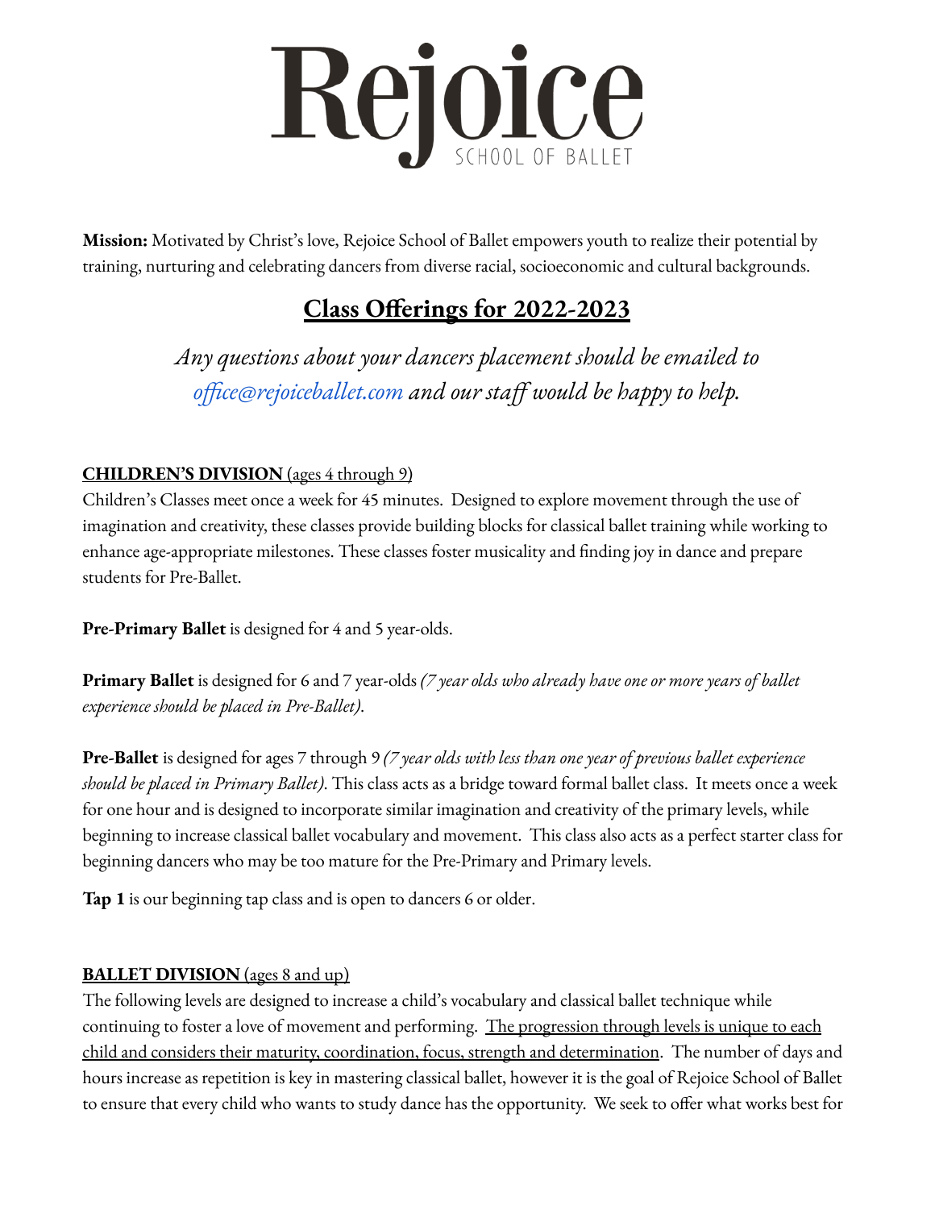# Rejoice

SCHOOL OF BALLET

**Mission:** Motivated by Christ's love, Rejoice School of Ballet empowers youth to realize their potential by training, nurturing and celebrating dancers from diverse racial, socioeconomic and cultural backgrounds.

## Class Offerings for 2022-2023

*Any questions about your dancers placement should be emailed to office@rejoiceballet.com and our staff would be happy to help.*

**CHILDREN'S DIVISION** (ages 4 through 9)

Children's Classes meet once a week for 45 minutes. Designed to explore movement through the use of imagination and creativity, these classes provide building blocks for classical ballet training while working to enhance age-appropriate milestones. These classes foster musicality and finding joy in dance and prepare students for Pre-Ballet.

**Pre-Primary Ballet** is designed for 4 and 5 year-olds.

**Primary Ballet** is designed for 6 and 7 year-olds *(7 year olds who already have one or more years of ballet experience should be placed in Pre-Ballet).*

**Pre-Ballet** is designed for ages 7 through 9 *(7 year olds with less than one year of previous ballet experience should be placed in Primary Ballet).* This class acts as a bridge toward formal ballet class. It meets once a week for one hour and is designed to incorporate similar imagination and creativity of the primary levels, while beginning to increase classical ballet vocabulary and movement. This class also acts as a perfect starter class for beginning dancers who may be too mature for the Pre-Primary and Primary levels.

**Tap 1** is our beginning tap class and is open to dancers 6 or older.

**BALLET DIVISION** (ages 8 and up)

The following levels are designed to increase a child's vocabulary and classical ballet technique while continuing to foster a love of movement and performing. The progression through levels is unique to each child and considers their maturity, coordination, focus, strength and determination. The number of days and hours increase as repetition is key in mastering classical ballet, however it is the goal of Rejoice School of Ballet to ensure that every child who wants to study dance has the opportunity. We seek to offer what works best for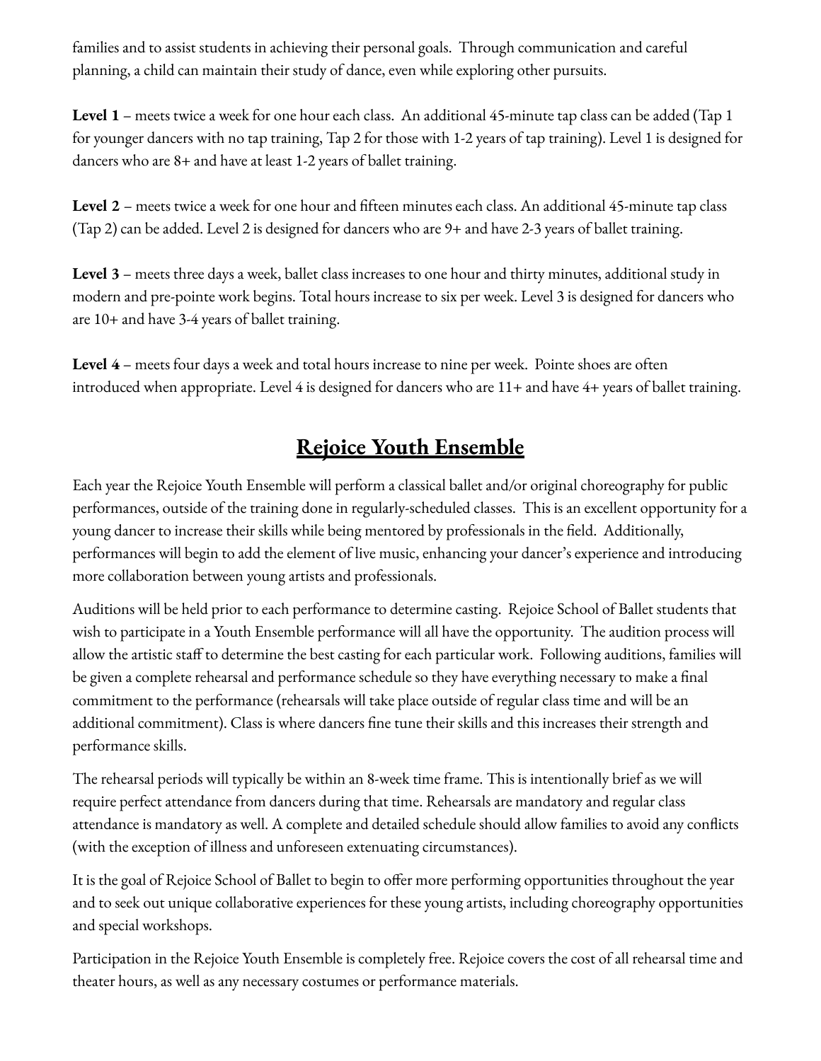families and to assist students in achieving their personal goals. Through communication and careful planning, a child can maintain their study of dance, even while exploring other pursuits.

**Level 1** – meets twice a week for one hour each class. An additional 45-minute tap class can be added (Tap 1 for younger dancers with no tap training, Tap 2 for those with 1-2 years of tap training). Level 1 is designed for dancers who are 8+ and have at least 1-2 years of ballet training.

**Level 2** – meets twice a week for one hour and fifteen minutes each class. An additional 45-minute tap class (Tap 2) can be added. Level 2 is designed for dancers who are 9+ and have 2-3 years of ballet training.

**Level 3** – meets three days a week, ballet class increases to one hour and thirty minutes, additional study in modern and pre-pointe work begins. Total hours increase to six per week. Level 3 is designed for dancers who are 10+ and have 3-4 years of ballet training.

**Level 4** – meets four days a week and total hours increase to nine per week. Pointe shoes are often introduced when appropriate. Level 4 is designed for dancers who are 11+ and have 4+ years of ballet training.

## Rejoice Youth Ensemble

Each year the Rejoice Youth Ensemble will perform a classical ballet and/or original choreography for public performances, outside of the training done in regularly-scheduled classes. This is an excellent opportunity for a young dancer to increase their skills while being mentored by professionals in the field. Additionally, performances will begin to add the element of live music, enhancing your dancer's experience and introducing more collaboration between young artists and professionals.

Auditions will be held prior to each performance to determine casting. Rejoice School of Ballet students that wish to participate in a Youth Ensemble performance will all have the opportunity. The audition process will allow the artistic staff to determine the best casting for each particular work. Following auditions, families will be given a complete rehearsal and performance schedule so they have everything necessary to make a final commitment to the performance (rehearsals will take place outside of regular class time and will be an additional commitment). Class is where dancers fine tune their skills and this increases their strength and performance skills.

The rehearsal periods will typically be within an 8-week time frame. This is intentionally brief as we will require perfect attendance from dancers during that time. Rehearsals are mandatory and regular class attendance is mandatory as well. A complete and detailed schedule should allow families to avoid any conflicts (with the exception of illness and unforeseen extenuating circumstances).

It is the goal of Rejoice School of Ballet to begin to offer more performing opportunities throughout the year and to seek out unique collaborative experiences for these young artists, including choreography opportunities and special workshops.

Participation in the Rejoice Youth Ensemble is completely free. Rejoice covers the cost of all rehearsal time and theater hours, as well as any necessary costumes or performance materials.